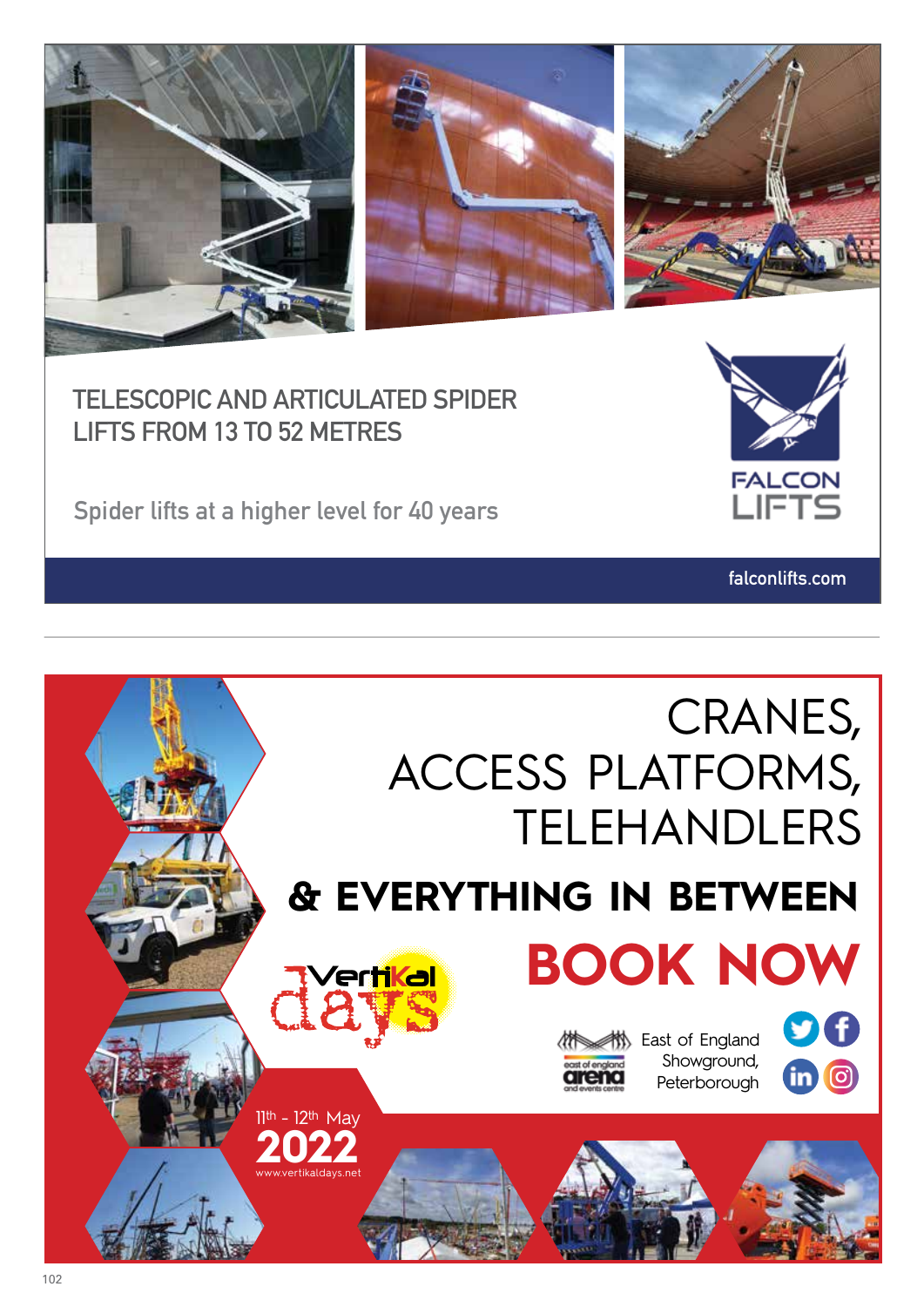TELESCOPIC AND ARTICULATED SPIDER LIFTS FROM 13 TO 52 METRES

Spider lifts at a higher level for 40 years

FALCON LIFTS

falconlifts.com

---

CRANES, ACCESS PLATFORMS, TELEHANDLERS

**& EVERYTHING IN BETWEEN**

**BOOK NOW**

Vertikal days

east of england arena and events centre

East of England Showground, Peterborough

11th - 12th May

**2022**

www.vertikaldays.net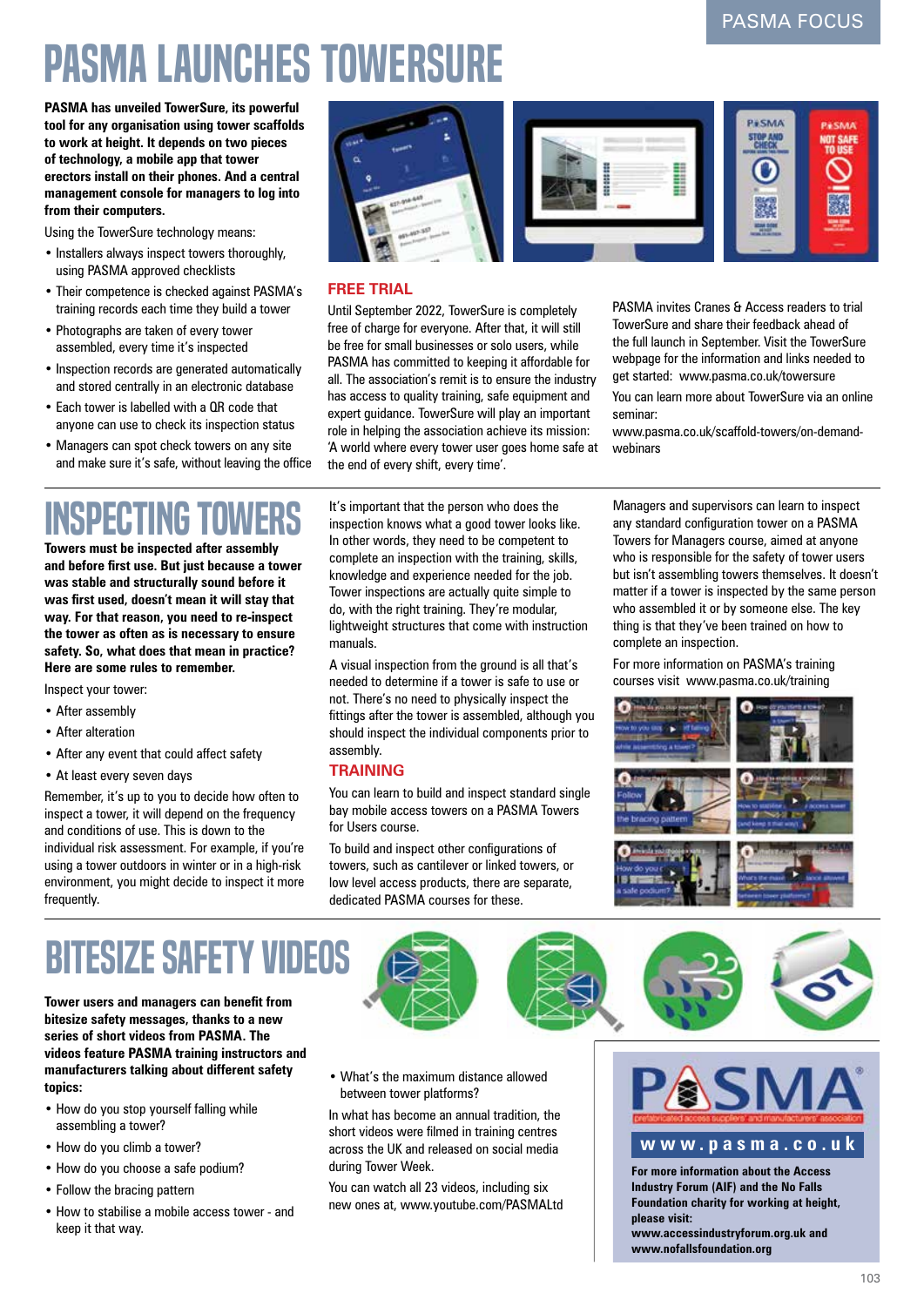PASMA FOCUS

# PASMA LAUNCHES TOWERSURE

**PASMA has unveiled TowerSure, its powerful tool for any organisation using tower scaffolds to work at height. It depends on two pieces of technology, a mobile app that tower erectors install on their phones. And a central management console for managers to log into from their computers.**

Using the TowerSure technology means:

- Installers always inspect towers thoroughly, using PASMA approved checklists
- Their competence is checked against PASMA's training records each time they build a tower
- Photographs are taken of every tower assembled, every time it's inspected
- Inspection records are generated automatically and stored centrally in an electronic database
- Each tower is labelled with a QR code that anyone can use to check its inspection status
- Managers can spot check towers on any site and make sure it's safe, without leaving the office

## FREE TRIAL

Until September 2022, TowerSure is completely free of charge for everyone. After that, it will still be free for small businesses or solo users, while PASMA has committed to keeping it affordable for all. The association's remit is to ensure the industry has access to quality training, safe equipment and expert guidance. TowerSure will play an important role in helping the association achieve its mission: 'A world where every tower user goes home safe at the end of every shift, every time'.

PASMA invites Cranes & Access readers to trial TowerSure and share their feedback ahead of the full launch in September. Visit the TowerSure webpage for the information and links needed to get started: www.pasma.co.uk/towersure

You can learn more about TowerSure via an online seminar:
www.pasma.co.uk/scaffold-towers/on-demand-webinars

# INSPECTING TOWERS

**Towers must be inspected after assembly and before first use. But just because a tower was stable and structurally sound before it was first used, doesn't mean it will stay that way. For that reason, you need to re-inspect the tower as often as is necessary to ensure safety. So, what does that mean in practice? Here are some rules to remember.**

Inspect your tower:

- After assembly
- After alteration
- After any event that could affect safety
- At least every seven days

Remember, it's up to you to decide how often to inspect a tower, it will depend on the frequency and conditions of use. This is down to the individual risk assessment. For example, if you're using a tower outdoors in winter or in a high-risk environment, you might decide to inspect it more frequently.

It's important that the person who does the inspection knows what a good tower looks like. In other words, they need to be competent to complete an inspection with the training, skills, knowledge and experience needed for the job. Tower inspections are actually quite simple to do, with the right training. They're modular, lightweight structures that come with instruction manuals.

A visual inspection from the ground is all that's needed to determine if a tower is safe to use or not. There's no need to physically inspect the fittings after the tower is assembled, although you should inspect the individual components prior to assembly.

## TRAINING

You can learn to build and inspect standard single bay mobile access towers on a PASMA Towers for Users course.

To build and inspect other configurations of towers, such as cantilever or linked towers, or low level access products, there are separate, dedicated PASMA courses for these.

Managers and supervisors can learn to inspect any standard configuration tower on a PASMA Towers for Managers course, aimed at anyone who is responsible for the safety of tower users but isn't assembling towers themselves. It doesn't matter if a tower is inspected by the same person who assembled it or by someone else. The key thing is that they've been trained on how to complete an inspection.

For more information on PASMA's training courses visit www.pasma.co.uk/training

# BITESIZE SAFETY VIDEOS

**Tower users and managers can benefit from bitesize safety messages, thanks to a new series of short videos from PASMA. The videos feature PASMA training instructors and manufacturers talking about different safety topics:**

- How do you stop yourself falling while assembling a tower?
- How do you climb a tower?
- How do you choose a safe podium?
- Follow the bracing pattern
- How to stabilise a mobile access tower - and keep it that way.
- What's the maximum distance allowed between tower platforms?

In what has become an annual tradition, the short videos were filmed in training centres across the UK and released on social media during Tower Week.

You can watch all 23 videos, including six new ones at, www.youtube.com/PASMALtd

PASMA

prefabricated access suppliers' and manufacturers' association

www.pasma.co.uk

**For more information about the Access Industry Forum (AIF) and the No Falls Foundation charity for working at height, please visit:**
**www.accessindustryforum.org.uk and www.nofallsfoundation.org**